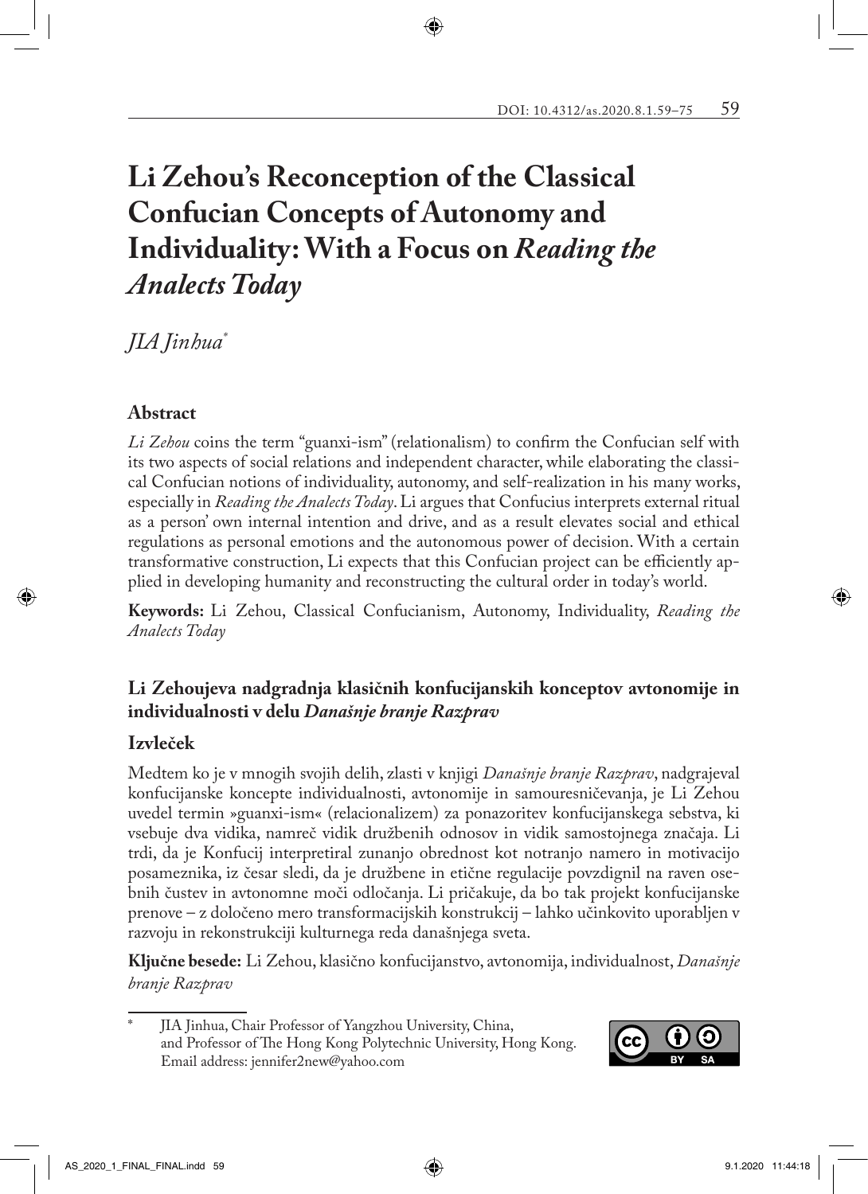# Li Zehou's Reconception of the Classical Confucian Concepts of Autonomy and Individuality: With a Focus on *Reading the Analects Today*

*JIA Jinhua*[*]

## Abstract

*Li Zehou* coins the term "guanxi-ism" (relationalism) to confirm the Confucian self with its two aspects of social relations and independent character, while elaborating the classical Confucian notions of individuality, autonomy, and self-realization in his many works, especially in *Reading the Analects Today*. Li argues that Confucius interprets external ritual as a person' own internal intention and drive, and as a result elevates social and ethical regulations as personal emotions and the autonomous power of decision. With a certain transformative construction, Li expects that this Confucian project can be efficiently applied in developing humanity and reconstructing the cultural order in today's world.

**Keywords:** Li Zehou, Classical Confucianism, Autonomy, Individuality, *Reading the Analects Today*

## Li Zehoujeva nadgradnja klasičnih konfucijanskih konceptov avtonomije in individualnosti v delu *Današnje branje Razprav*

## Izvleček

Medtem ko je v mnogih svojih delih, zlasti v knjigi *Današnje branje Razprav*, nadgrajeval konfucijanske koncepte individualnosti, avtonomije in samouresničevanja, je Li Zehou uvedel termin »guanxi-ism« (relacionalizem) za ponazoritev konfucijanskega sebstva, ki vsebuje dva vidika, namreč vidik družbenih odnosov in vidik samostojnega značaja. Li trdi, da je Konfucij interpretiral zunanjo obrednost kot notranjo namero in motivacijo posameznika, iz česar sledi, da je družbene in etične regulacije povzdignil na raven osebnih čustev in avtonomne moči odločanja. Li pričakuje, da bo tak projekt konfucijanske prenove – z določeno mero transformacijskih konstrukcij – lahko učinkovito uporabljen v razvoju in rekonstrukciji kulturnega reda današnjega sveta.

**Ključne besede:** Li Zehou, klasično konfucijanstvo, avtonomija, individualnost, *Današnje branje Razprav*

---

[*] JIA Jinhua, Chair Professor of Yangzhou University, China, and Professor of The Hong Kong Polytechnic University, Hong Kong. Email address: jennifer2new@yahoo.com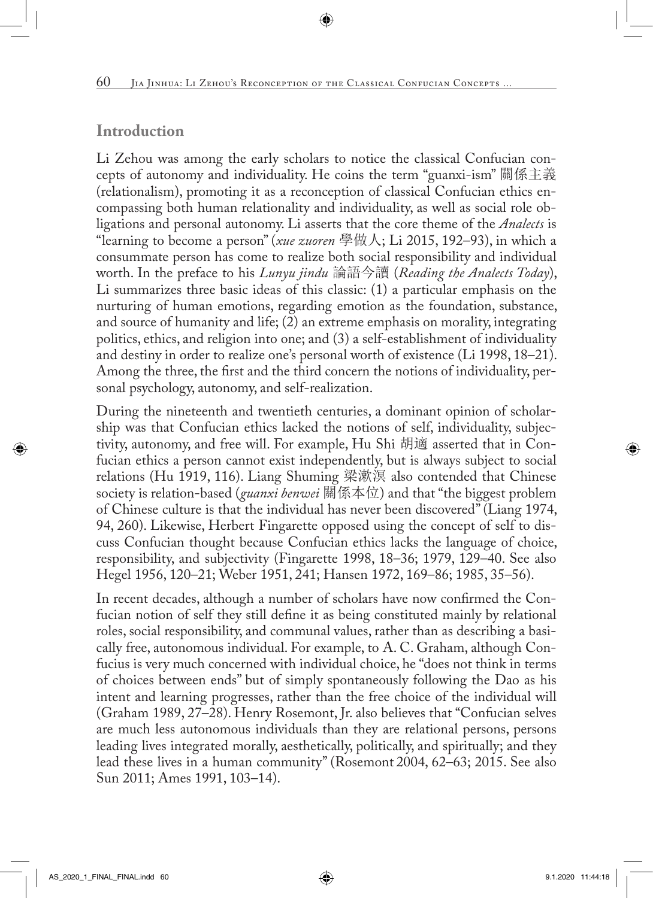## Introduction

Li Zehou was among the early scholars to notice the classical Confucian concepts of autonomy and individuality. He coins the term "guanxi-ism" 關係主義 (relationalism), promoting it as a reconception of classical Confucian ethics encompassing both human relationality and individuality, as well as social role obligations and personal autonomy. Li asserts that the core theme of the *Analects* is "learning to become a person" (*xue zuoren* 學做人; Li 2015, 192–93), in which a consummate person has come to realize both social responsibility and individual worth. In the preface to his *Lunyu jindu* 論語今讀 (*Reading the Analects Today*), Li summarizes three basic ideas of this classic: (1) a particular emphasis on the nurturing of human emotions, regarding emotion as the foundation, substance, and source of humanity and life; (2) an extreme emphasis on morality, integrating politics, ethics, and religion into one; and (3) a self-establishment of individuality and destiny in order to realize one's personal worth of existence (Li 1998, 18–21). Among the three, the first and the third concern the notions of individuality, personal psychology, autonomy, and self-realization.

During the nineteenth and twentieth centuries, a dominant opinion of scholarship was that Confucian ethics lacked the notions of self, individuality, subjectivity, autonomy, and free will. For example, Hu Shi 胡適 asserted that in Confucian ethics a person cannot exist independently, but is always subject to social relations (Hu 1919, 116). Liang Shuming 梁漱溟 also contended that Chinese society is relation-based (*guanxi benwei* 關係本位) and that "the biggest problem of Chinese culture is that the individual has never been discovered" (Liang 1974, 94, 260). Likewise, Herbert Fingarette opposed using the concept of self to discuss Confucian thought because Confucian ethics lacks the language of choice, responsibility, and subjectivity (Fingarette 1998, 18–36; 1979, 129–40. See also Hegel 1956, 120–21; Weber 1951, 241; Hansen 1972, 169–86; 1985, 35–56).

In recent decades, although a number of scholars have now confirmed the Confucian notion of self they still define it as being constituted mainly by relational roles, social responsibility, and communal values, rather than as describing a basically free, autonomous individual. For example, to A. C. Graham, although Confucius is very much concerned with individual choice, he "does not think in terms of choices between ends" but of simply spontaneously following the Dao as his intent and learning progresses, rather than the free choice of the individual will (Graham 1989, 27–28). Henry Rosemont, Jr. also believes that "Confucian selves are much less autonomous individuals than they are relational persons, persons leading lives integrated morally, aesthetically, politically, and spiritually; and they lead these lives in a human community" (Rosemont 2004, 62–63; 2015. See also Sun 2011; Ames 1991, 103–14).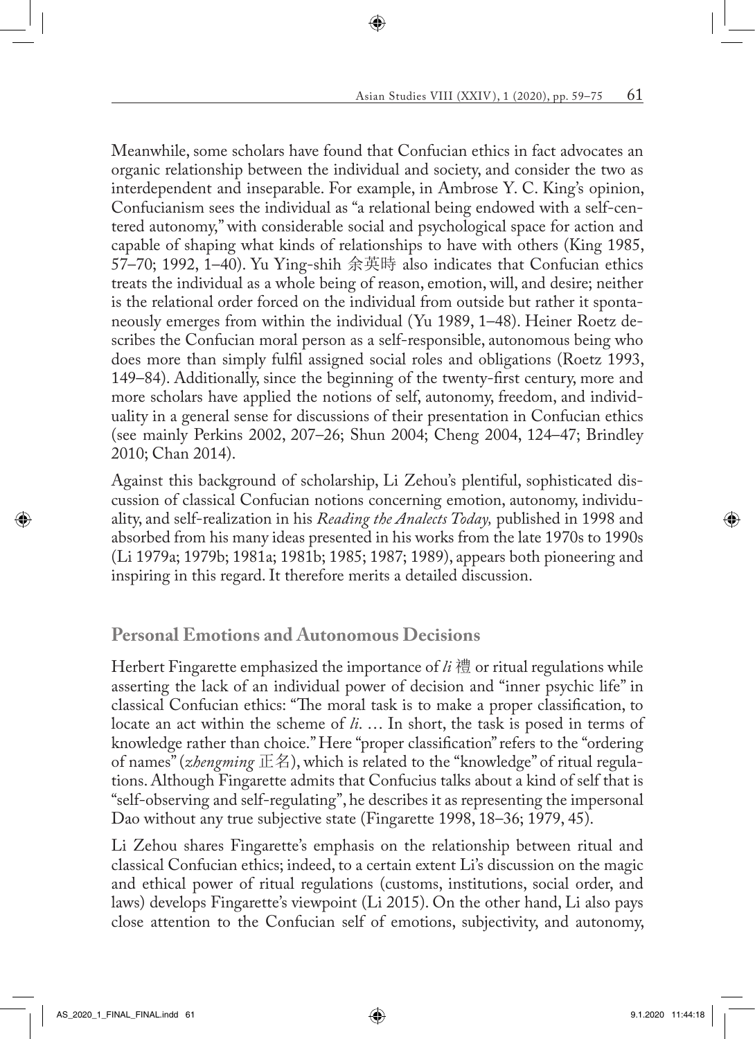Meanwhile, some scholars have found that Confucian ethics in fact advocates an organic relationship between the individual and society, and consider the two as interdependent and inseparable. For example, in Ambrose Y. C. King's opinion, Confucianism sees the individual as "a relational being endowed with a self-centered autonomy," with considerable social and psychological space for action and capable of shaping what kinds of relationships to have with others (King 1985, 57–70; 1992, 1–40). Yu Ying-shih 余英時 also indicates that Confucian ethics treats the individual as a whole being of reason, emotion, will, and desire; neither is the relational order forced on the individual from outside but rather it spontaneously emerges from within the individual (Yu 1989, 1–48). Heiner Roetz describes the Confucian moral person as a self-responsible, autonomous being who does more than simply fulfil assigned social roles and obligations (Roetz 1993, 149–84). Additionally, since the beginning of the twenty-first century, more and more scholars have applied the notions of self, autonomy, freedom, and individuality in a general sense for discussions of their presentation in Confucian ethics (see mainly Perkins 2002, 207–26; Shun 2004; Cheng 2004, 124–47; Brindley 2010; Chan 2014).

Against this background of scholarship, Li Zehou's plentiful, sophisticated discussion of classical Confucian notions concerning emotion, autonomy, individuality, and self-realization in his *Reading the Analects Today,* published in 1998 and absorbed from his many ideas presented in his works from the late 1970s to 1990s (Li 1979a; 1979b; 1981a; 1981b; 1985; 1987; 1989), appears both pioneering and inspiring in this regard. It therefore merits a detailed discussion.

## Personal Emotions and Autonomous Decisions

Herbert Fingarette emphasized the importance of *li* 禮 or ritual regulations while asserting the lack of an individual power of decision and "inner psychic life" in classical Confucian ethics: "The moral task is to make a proper classification, to locate an act within the scheme of *li*. … In short, the task is posed in terms of knowledge rather than choice." Here "proper classification" refers to the "ordering of names" (*zhengming* 正名), which is related to the "knowledge" of ritual regulations. Although Fingarette admits that Confucius talks about a kind of self that is "self-observing and self-regulating", he describes it as representing the impersonal Dao without any true subjective state (Fingarette 1998, 18–36; 1979, 45).

Li Zehou shares Fingarette's emphasis on the relationship between ritual and classical Confucian ethics; indeed, to a certain extent Li's discussion on the magic and ethical power of ritual regulations (customs, institutions, social order, and laws) develops Fingarette's viewpoint (Li 2015). On the other hand, Li also pays close attention to the Confucian self of emotions, subjectivity, and autonomy,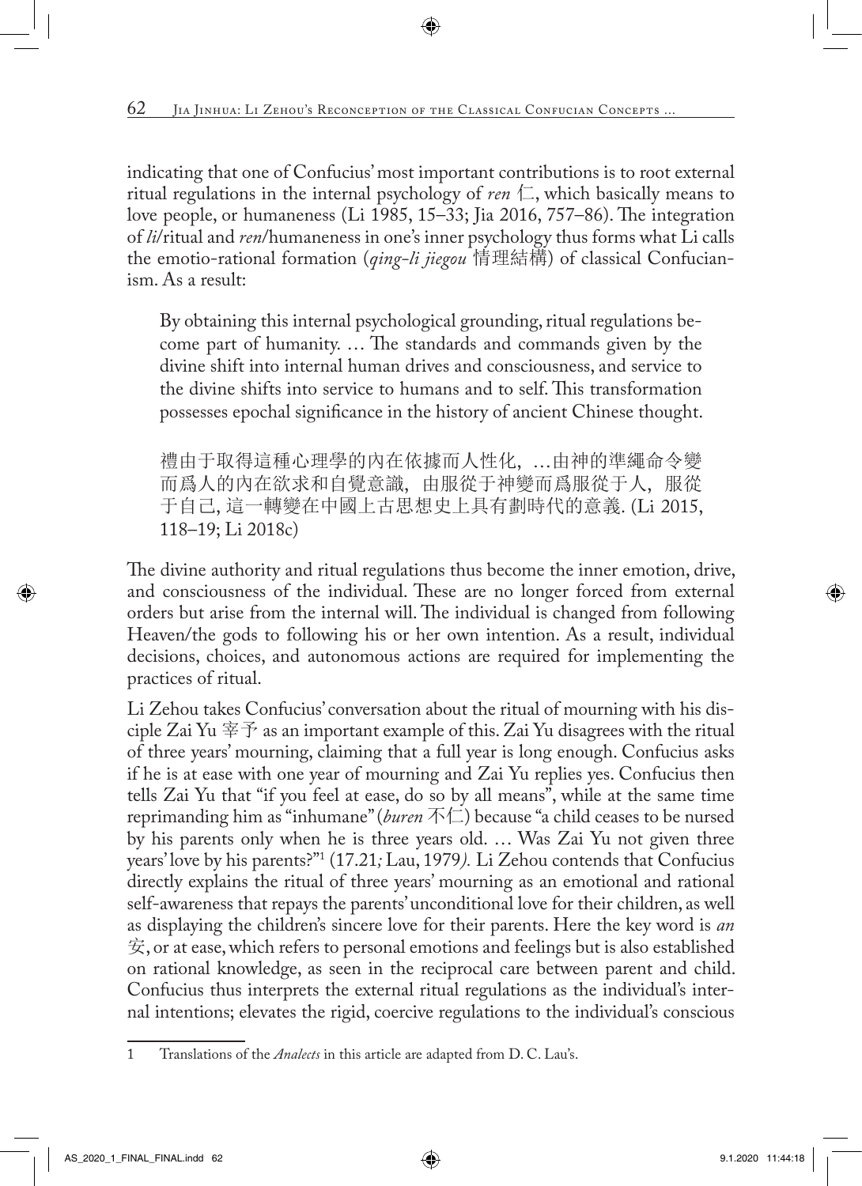indicating that one of Confucius' most important contributions is to root external ritual regulations in the internal psychology of *ren* 仁, which basically means to love people, or humaneness (Li 1985, 15–33; Jia 2016, 757–86). The integration of *li*/ritual and *ren*/humaneness in one's inner psychology thus forms what Li calls the emotio-rational formation (*qing-li jiegou* 情理結構) of classical Confucianism. As a result:

> By obtaining this internal psychological grounding, ritual regulations become part of humanity. … The standards and commands given by the divine shift into internal human drives and consciousness, and service to the divine shifts into service to humans and to self. This transformation possesses epochal significance in the history of ancient Chinese thought.
>
> 禮由于取得這種心理學的內在依據而人性化，…由神的準繩命令變而爲人的內在欲求和自覺意識，由服從于神變而爲服從于人，服從于自己, 這一轉變在中國上古思想史上具有劃時代的意義. (Li 2015, 118–19; Li 2018c)

The divine authority and ritual regulations thus become the inner emotion, drive, and consciousness of the individual. These are no longer forced from external orders but arise from the internal will. The individual is changed from following Heaven/the gods to following his or her own intention. As a result, individual decisions, choices, and autonomous actions are required for implementing the practices of ritual.

Li Zehou takes Confucius' conversation about the ritual of mourning with his disciple Zai Yu 宰予 as an important example of this. Zai Yu disagrees with the ritual of three years' mourning, claiming that a full year is long enough. Confucius asks if he is at ease with one year of mourning and Zai Yu replies yes. Confucius then tells Zai Yu that "if you feel at ease, do so by all means", while at the same time reprimanding him as "inhumane" (*buren* 不仁) because "a child ceases to be nursed by his parents only when he is three years old. … Was Zai Yu not given three years' love by his parents?"[1] (17.21*;* Lau, 1979*).* Li Zehou contends that Confucius directly explains the ritual of three years' mourning as an emotional and rational self-awareness that repays the parents' unconditional love for their children, as well as displaying the children's sincere love for their parents. Here the key word is *an* 安, or at ease, which refers to personal emotions and feelings but is also established on rational knowledge, as seen in the reciprocal care between parent and child. Confucius thus interprets the external ritual regulations as the individual's internal intentions; elevates the rigid, coercive regulations to the individual's conscious

1 Translations of the *Analects* in this article are adapted from D. C. Lau's.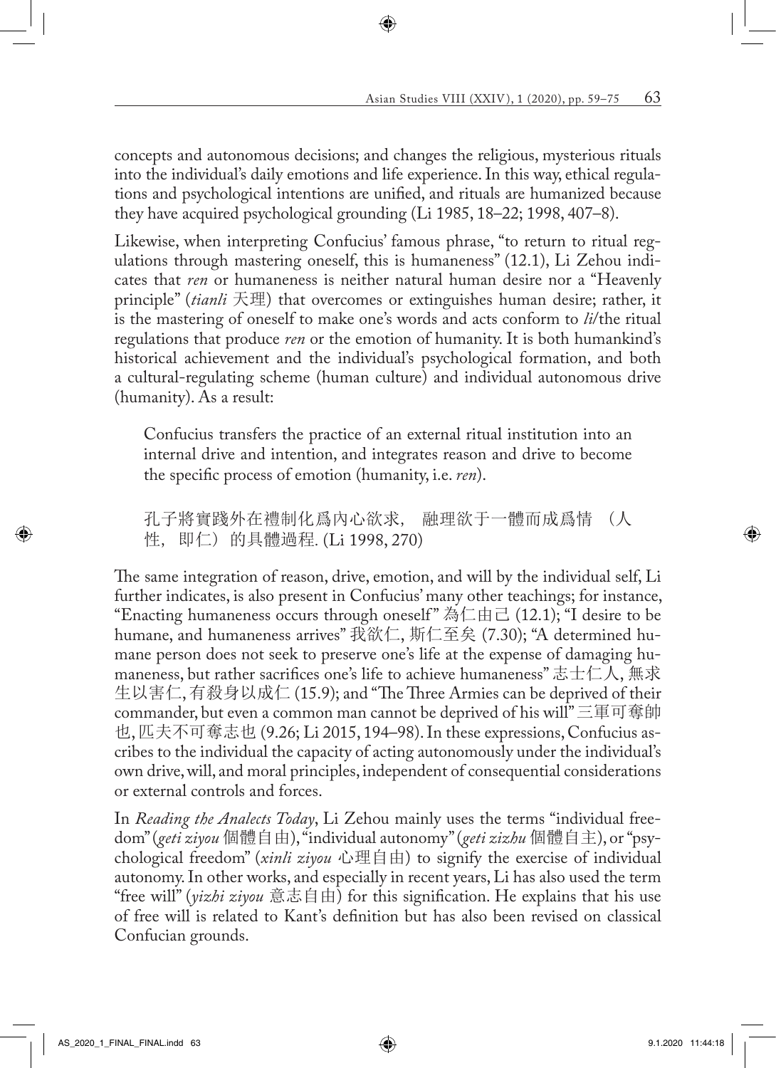concepts and autonomous decisions; and changes the religious, mysterious rituals into the individual's daily emotions and life experience. In this way, ethical regulations and psychological intentions are unified, and rituals are humanized because they have acquired psychological grounding (Li 1985, 18–22; 1998, 407–8).

Likewise, when interpreting Confucius' famous phrase, "to return to ritual regulations through mastering oneself, this is humaneness" (12.1), Li Zehou indicates that *ren* or humaneness is neither natural human desire nor a "Heavenly principle" (*tianli* 天理) that overcomes or extinguishes human desire; rather, it is the mastering of oneself to make one's words and acts conform to *li*/the ritual regulations that produce *ren* or the emotion of humanity. It is both humankind's historical achievement and the individual's psychological formation, and both a cultural-regulating scheme (human culture) and individual autonomous drive (humanity). As a result:

> Confucius transfers the practice of an external ritual institution into an internal drive and intention, and integrates reason and drive to become the specific process of emotion (humanity, i.e. *ren*).
>
> 孔子將實踐外在禮制化爲內心欲求，融理欲于一體而成爲情（人性，即仁）的具體過程. (Li 1998, 270)

The same integration of reason, drive, emotion, and will by the individual self, Li further indicates, is also present in Confucius' many other teachings; for instance, "Enacting humaneness occurs through oneself" 為仁由己 (12.1); "I desire to be humane, and humaneness arrives" 我欲仁, 斯仁至矣 (7.30); "A determined humane person does not seek to preserve one's life at the expense of damaging humaneness, but rather sacrifices one's life to achieve humaneness" 志士仁人, 無求生以害仁, 有殺身以成仁 (15.9); and "The Three Armies can be deprived of their commander, but even a common man cannot be deprived of his will" 三軍可奪帥也, 匹夫不可奪志也 (9.26; Li 2015, 194–98). In these expressions, Confucius ascribes to the individual the capacity of acting autonomously under the individual's own drive, will, and moral principles, independent of consequential considerations or external controls and forces.

In *Reading the Analects Today*, Li Zehou mainly uses the terms "individual freedom" (*geti ziyou* 個體自由), "individual autonomy" (*geti zizhu* 個體自主), or "psychological freedom" (*xinli ziyou* 心理自由) to signify the exercise of individual autonomy. In other works, and especially in recent years, Li has also used the term "free will" (*yizhi ziyou* 意志自由) for this signification. He explains that his use of free will is related to Kant's definition but has also been revised on classical Confucian grounds.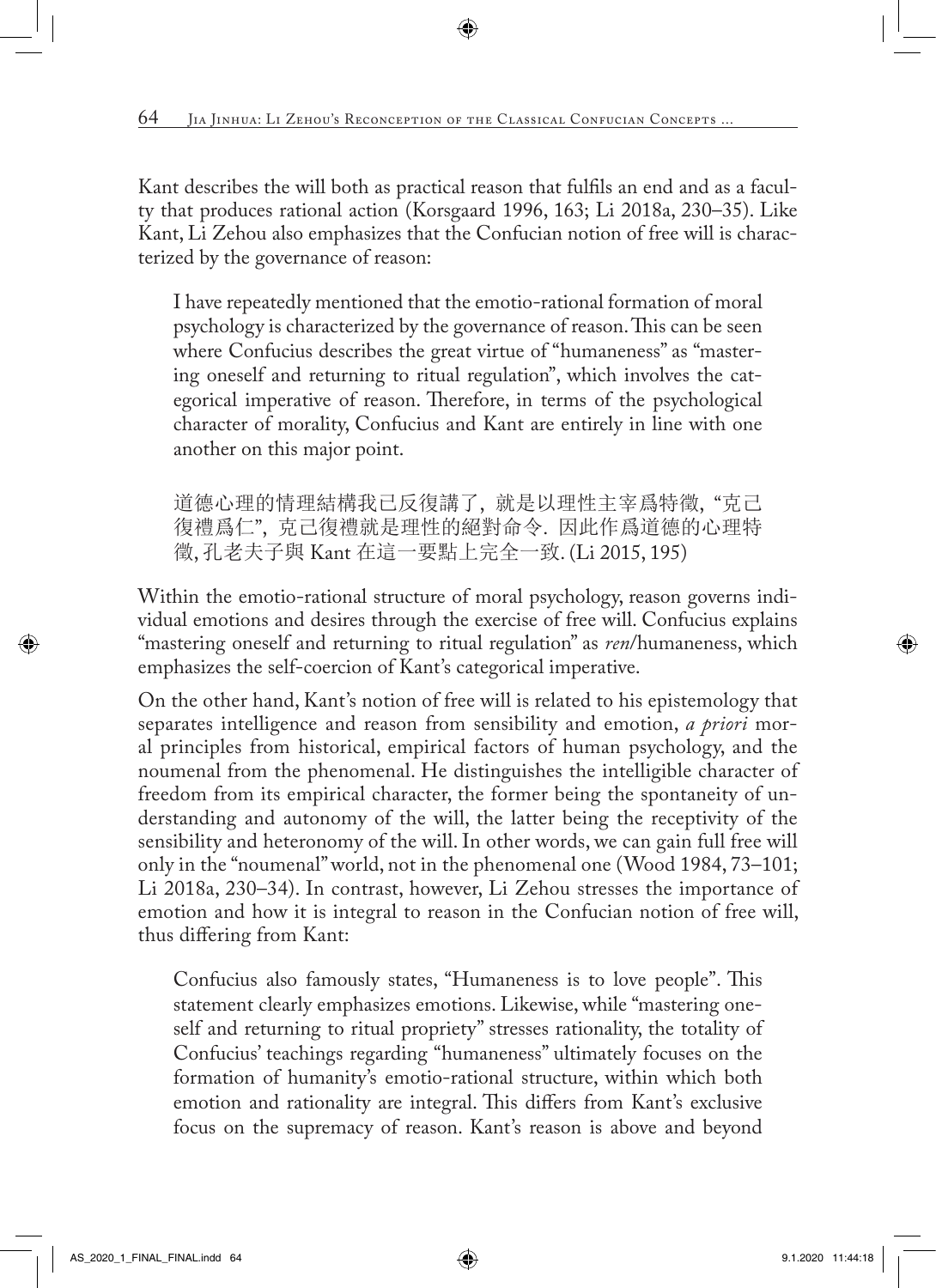Kant describes the will both as practical reason that fulfils an end and as a faculty that produces rational action (Korsgaard 1996, 163; Li 2018a, 230–35). Like Kant, Li Zehou also emphasizes that the Confucian notion of free will is characterized by the governance of reason:

> I have repeatedly mentioned that the emotio-rational formation of moral psychology is characterized by the governance of reason. This can be seen where Confucius describes the great virtue of "humaneness" as "mastering oneself and returning to ritual regulation", which involves the categorical imperative of reason. Therefore, in terms of the psychological character of morality, Confucius and Kant are entirely in line with one another on this major point.
>
> 道德心理的情理結構我已反復講了，就是以理性主宰爲特徵，"克己復禮爲仁"，克己復禮就是理性的絕對命令．因此作爲道德的心理特徵，孔老夫子與 Kant 在這一要點上完全一致. (Li 2015, 195)

Within the emotio-rational structure of moral psychology, reason governs individual emotions and desires through the exercise of free will. Confucius explains "mastering oneself and returning to ritual regulation" as *ren*/humaneness, which emphasizes the self-coercion of Kant's categorical imperative.

On the other hand, Kant's notion of free will is related to his epistemology that separates intelligence and reason from sensibility and emotion, *a priori* moral principles from historical, empirical factors of human psychology, and the noumenal from the phenomenal. He distinguishes the intelligible character of freedom from its empirical character, the former being the spontaneity of understanding and autonomy of the will, the latter being the receptivity of the sensibility and heteronomy of the will. In other words, we can gain full free will only in the "noumenal" world, not in the phenomenal one (Wood 1984, 73–101; Li 2018a, 230–34). In contrast, however, Li Zehou stresses the importance of emotion and how it is integral to reason in the Confucian notion of free will, thus differing from Kant:

> Confucius also famously states, "Humaneness is to love people". This statement clearly emphasizes emotions. Likewise, while "mastering oneself and returning to ritual propriety" stresses rationality, the totality of Confucius' teachings regarding "humaneness" ultimately focuses on the formation of humanity's emotio-rational structure, within which both emotion and rationality are integral. This differs from Kant's exclusive focus on the supremacy of reason. Kant's reason is above and beyond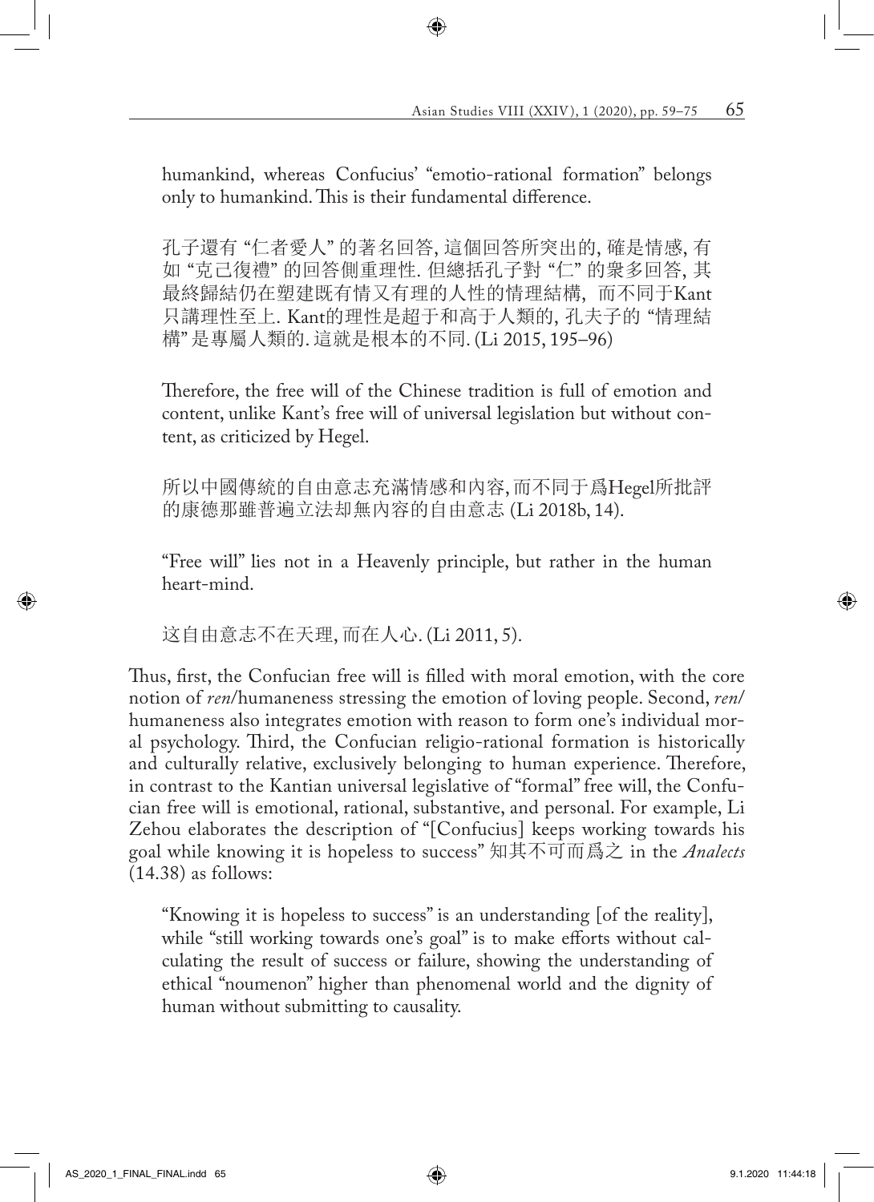humankind, whereas Confucius' "emotio-rational formation" belongs only to humankind. This is their fundamental difference.

> 孔子還有 "仁者愛人" 的著名回答, 這個回答所突出的, 確是情感, 有如 "克己復禮" 的回答側重理性. 但總括孔子對 "仁" 的衆多回答, 其最終歸結仍在塑建既有情又有理的人性的情理結構, 而不同于Kant只講理性至上. Kant的理性是超于和高于人類的, 孔夫子的 "情理結構" 是專屬人類的. 這就是根本的不同. (Li 2015, 195–96)

> Therefore, the free will of the Chinese tradition is full of emotion and content, unlike Kant's free will of universal legislation but without content, as criticized by Hegel.

> 所以中國傳統的自由意志充滿情感和內容, 而不同于爲Hegel所批評的康德那雖普遍立法却無內容的自由意志 (Li 2018b, 14).

> "Free will" lies not in a Heavenly principle, but rather in the human heart-mind.

> 这自由意志不在天理, 而在人心. (Li 2011, 5).

Thus, first, the Confucian free will is filled with moral emotion, with the core notion of *ren*/humaneness stressing the emotion of loving people. Second, *ren*/humaneness also integrates emotion with reason to form one's individual moral psychology. Third, the Confucian religio-rational formation is historically and culturally relative, exclusively belonging to human experience. Therefore, in contrast to the Kantian universal legislative of "formal" free will, the Confucian free will is emotional, rational, substantive, and personal. For example, Li Zehou elaborates the description of "[Confucius] keeps working towards his goal while knowing it is hopeless to success" 知其不可而爲之 in the *Analects* (14.38) as follows:

> "Knowing it is hopeless to success" is an understanding [of the reality], while "still working towards one's goal" is to make efforts without calculating the result of success or failure, showing the understanding of ethical "noumenon" higher than phenomenal world and the dignity of human without submitting to causality.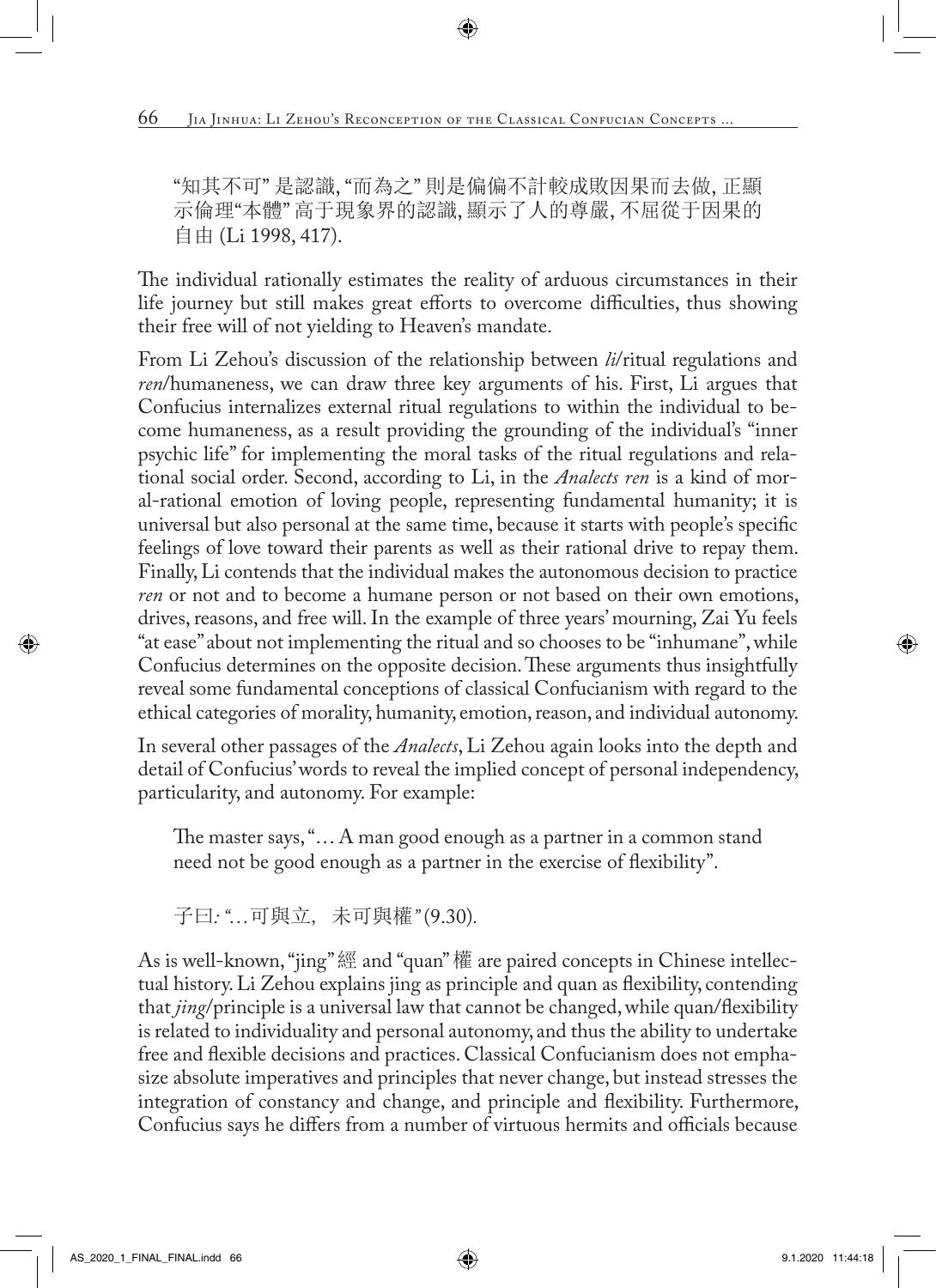> "知其不可" 是認識, "而為之" 則是偏偏不計較成敗因果而去做, 正顯示倫理"本體" 高于現象界的認識, 顯示了人的尊嚴, 不屈從于因果的自由 (Li 1998, 417).

The individual rationally estimates the reality of arduous circumstances in their life journey but still makes great efforts to overcome difficulties, thus showing their free will of not yielding to Heaven's mandate.

From Li Zehou's discussion of the relationship between *li*/ritual regulations and *ren*/humaneness, we can draw three key arguments of his. First, Li argues that Confucius internalizes external ritual regulations to within the individual to become humaneness, as a result providing the grounding of the individual's "inner psychic life" for implementing the moral tasks of the ritual regulations and relational social order. Second, according to Li, in the *Analects ren* is a kind of moral-rational emotion of loving people, representing fundamental humanity; it is universal but also personal at the same time, because it starts with people's specific feelings of love toward their parents as well as their rational drive to repay them. Finally, Li contends that the individual makes the autonomous decision to practice *ren* or not and to become a humane person or not based on their own emotions, drives, reasons, and free will. In the example of three years' mourning, Zai Yu feels "at ease" about not implementing the ritual and so chooses to be "inhumane", while Confucius determines on the opposite decision. These arguments thus insightfully reveal some fundamental conceptions of classical Confucianism with regard to the ethical categories of morality, humanity, emotion, reason, and individual autonomy.

In several other passages of the *Analects*, Li Zehou again looks into the depth and detail of Confucius' words to reveal the implied concept of personal independency, particularity, and autonomy. For example:

> The master says, "… A man good enough as a partner in a common stand need not be good enough as a partner in the exercise of flexibility".
>
> 子曰: "…可與立，未可與權" (9.30).

As is well-known, "jing" 經 and "quan" 權 are paired concepts in Chinese intellectual history. Li Zehou explains jing as principle and quan as flexibility, contending that *jing*/principle is a universal law that cannot be changed, while quan/flexibility is related to individuality and personal autonomy, and thus the ability to undertake free and flexible decisions and practices. Classical Confucianism does not emphasize absolute imperatives and principles that never change, but instead stresses the integration of constancy and change, and principle and flexibility. Furthermore, Confucius says he differs from a number of virtuous hermits and officials because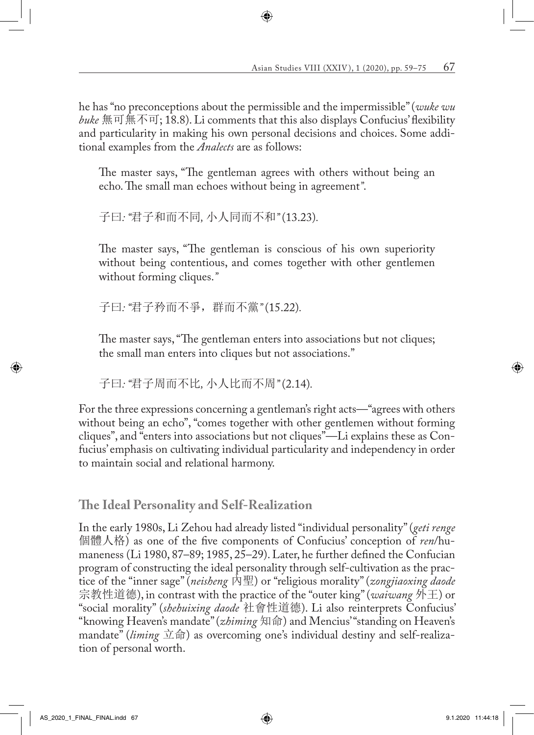he has "no preconceptions about the permissible and the impermissible" (*wuke wu buke* 無可無不可; 18.8). Li comments that this also displays Confucius' flexibility and particularity in making his own personal decisions and choices. Some additional examples from the *Analects* are as follows:

> The master says, "The gentleman agrees with others without being an echo. The small man echoes without being in agreement".
>
> 子曰: "君子和而不同, 小人同而不和" (13.23).
>
> The master says, "The gentleman is conscious of his own superiority without being contentious, and comes together with other gentlemen without forming cliques."
>
> 子曰: "君子矜而不爭，群而不黨" (15.22).
>
> The master says, "The gentleman enters into associations but not cliques; the small man enters into cliques but not associations."
>
> 子曰: "君子周而不比, 小人比而不周" (2.14).

For the three expressions concerning a gentleman's right acts—"agrees with others without being an echo", "comes together with other gentlemen without forming cliques", and "enters into associations but not cliques"—Li explains these as Confucius' emphasis on cultivating individual particularity and independency in order to maintain social and relational harmony.

## The Ideal Personality and Self-Realization

In the early 1980s, Li Zehou had already listed "individual personality" (*geti renge* 個體人格) as one of the five components of Confucius' conception of *ren*/humaneness (Li 1980, 87–89; 1985, 25–29). Later, he further defined the Confucian program of constructing the ideal personality through self-cultivation as the practice of the "inner sage" (*neisheng* 內聖) or "religious morality" (*zongjiaoxing daode* 宗教性道德), in contrast with the practice of the "outer king" (*waiwang* 外王) or "social morality" (*shehuixing daode* 社會性道德). Li also reinterprets Confucius' "knowing Heaven's mandate" (*zhiming* 知命) and Mencius' "standing on Heaven's mandate" (*liming* 立命) as overcoming one's individual destiny and self-realization of personal worth.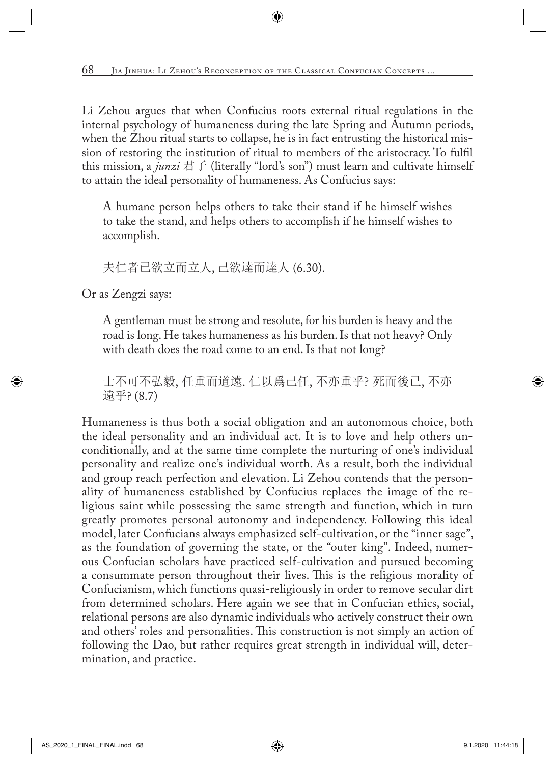Li Zehou argues that when Confucius roots external ritual regulations in the internal psychology of humaneness during the late Spring and Autumn periods, when the Zhou ritual starts to collapse, he is in fact entrusting the historical mission of restoring the institution of ritual to members of the aristocracy. To fulfil this mission, a *junzi* 君子 (literally "lord's son") must learn and cultivate himself to attain the ideal personality of humaneness. As Confucius says:

> A humane person helps others to take their stand if he himself wishes to take the stand, and helps others to accomplish if he himself wishes to accomplish.
>
> 夫仁者已欲立而立人, 己欲達而達人 (6.30).

Or as Zengzi says:

> A gentleman must be strong and resolute, for his burden is heavy and the road is long. He takes humaneness as his burden. Is that not heavy? Only with death does the road come to an end. Is that not long?
>
> 士不可不弘毅, 任重而道遠. 仁以爲己任, 不亦重乎? 死而後已, 不亦遠乎? (8.7)

Humaneness is thus both a social obligation and an autonomous choice, both the ideal personality and an individual act. It is to love and help others unconditionally, and at the same time complete the nurturing of one's individual personality and realize one's individual worth. As a result, both the individual and group reach perfection and elevation. Li Zehou contends that the personality of humaneness established by Confucius replaces the image of the religious saint while possessing the same strength and function, which in turn greatly promotes personal autonomy and independency. Following this ideal model, later Confucians always emphasized self-cultivation, or the "inner sage", as the foundation of governing the state, or the "outer king". Indeed, numerous Confucian scholars have practiced self-cultivation and pursued becoming a consummate person throughout their lives. This is the religious morality of Confucianism, which functions quasi-religiously in order to remove secular dirt from determined scholars. Here again we see that in Confucian ethics, social, relational persons are also dynamic individuals who actively construct their own and others' roles and personalities. This construction is not simply an action of following the Dao, but rather requires great strength in individual will, determination, and practice.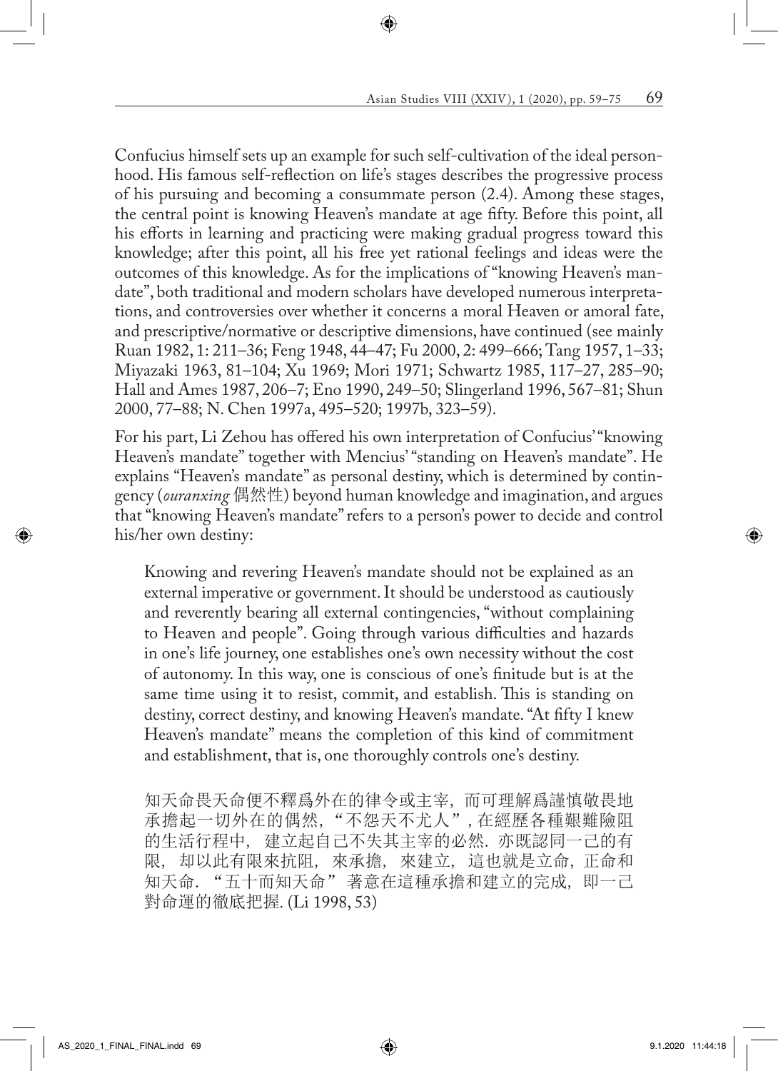Confucius himself sets up an example for such self-cultivation of the ideal personhood. His famous self-reflection on life's stages describes the progressive process of his pursuing and becoming a consummate person (2.4). Among these stages, the central point is knowing Heaven's mandate at age fifty. Before this point, all his efforts in learning and practicing were making gradual progress toward this knowledge; after this point, all his free yet rational feelings and ideas were the outcomes of this knowledge. As for the implications of "knowing Heaven's mandate", both traditional and modern scholars have developed numerous interpretations, and controversies over whether it concerns a moral Heaven or amoral fate, and prescriptive/normative or descriptive dimensions, have continued (see mainly Ruan 1982, 1: 211–36; Feng 1948, 44–47; Fu 2000, 2: 499–666; Tang 1957, 1–33; Miyazaki 1963, 81–104; Xu 1969; Mori 1971; Schwartz 1985, 117–27, 285–90; Hall and Ames 1987, 206–7; Eno 1990, 249–50; Slingerland 1996, 567–81; Shun 2000, 77–88; N. Chen 1997a, 495–520; 1997b, 323–59).

For his part, Li Zehou has offered his own interpretation of Confucius' "knowing Heaven's mandate" together with Mencius' "standing on Heaven's mandate". He explains "Heaven's mandate" as personal destiny, which is determined by contingency (*ouranxing* 偶然性) beyond human knowledge and imagination, and argues that "knowing Heaven's mandate" refers to a person's power to decide and control his/her own destiny:

> Knowing and revering Heaven's mandate should not be explained as an external imperative or government. It should be understood as cautiously and reverently bearing all external contingencies, "without complaining to Heaven and people". Going through various difficulties and hazards in one's life journey, one establishes one's own necessity without the cost of autonomy. In this way, one is conscious of one's finitude but is at the same time using it to resist, commit, and establish. This is standing on destiny, correct destiny, and knowing Heaven's mandate. "At fifty I knew Heaven's mandate" means the completion of this kind of commitment and establishment, that is, one thoroughly controls one's destiny.
>
> 知天命畏天命便不釋爲外在的律令或主宰，而可理解爲謹慎敬畏地承擔起一切外在的偶然，"不怨天不尤人"，在經歷各種艱難險阻的生活行程中，建立起自己不失其主宰的必然. 亦既認同一己的有限，却以此有限來抗阻，來承擔，來建立，這也就是立命，正命和知天命. "五十而知天命" 著意在這種承擔和建立的完成，即一己對命運的徹底把握. (Li 1998, 53)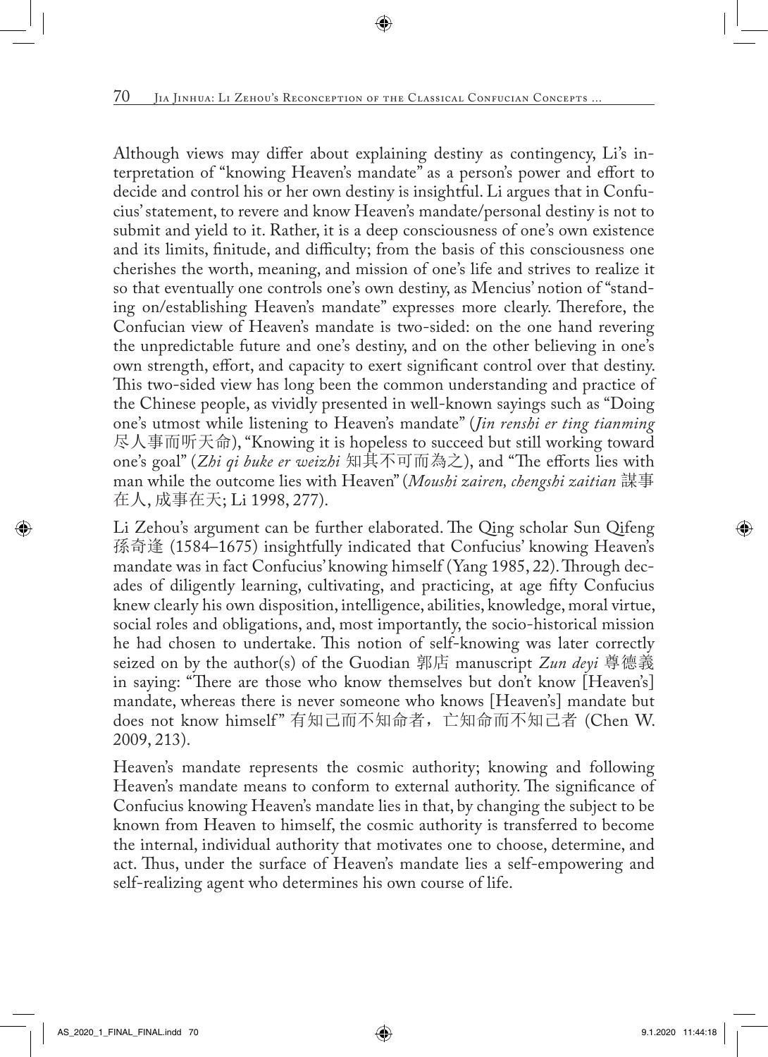Although views may differ about explaining destiny as contingency, Li's interpretation of "knowing Heaven's mandate" as a person's power and effort to decide and control his or her own destiny is insightful. Li argues that in Confucius' statement, to revere and know Heaven's mandate/personal destiny is not to submit and yield to it. Rather, it is a deep consciousness of one's own existence and its limits, finitude, and difficulty; from the basis of this consciousness one cherishes the worth, meaning, and mission of one's life and strives to realize it so that eventually one controls one's own destiny, as Mencius' notion of "standing on/establishing Heaven's mandate" expresses more clearly. Therefore, the Confucian view of Heaven's mandate is two-sided: on the one hand revering the unpredictable future and one's destiny, and on the other believing in one's own strength, effort, and capacity to exert significant control over that destiny. This two-sided view has long been the common understanding and practice of the Chinese people, as vividly presented in well-known sayings such as "Doing one's utmost while listening to Heaven's mandate" (*Jin renshi er ting tianming* 尽人事而听天命), "Knowing it is hopeless to succeed but still working toward one's goal" (*Zhi qi buke er weizhi* 知其不可而為之), and "The efforts lies with man while the outcome lies with Heaven" (*Moushi zairen, chengshi zaitian* 謀事在人, 成事在天; Li 1998, 277).

Li Zehou's argument can be further elaborated. The Qing scholar Sun Qifeng 孫奇逢 (1584–1675) insightfully indicated that Confucius' knowing Heaven's mandate was in fact Confucius' knowing himself (Yang 1985, 22). Through decades of diligently learning, cultivating, and practicing, at age fifty Confucius knew clearly his own disposition, intelligence, abilities, knowledge, moral virtue, social roles and obligations, and, most importantly, the socio-historical mission he had chosen to undertake. This notion of self-knowing was later correctly seized on by the author(s) of the Guodian 郭店 manuscript *Zun deyi* 尊德義 in saying: "There are those who know themselves but don't know [Heaven's] mandate, whereas there is never someone who knows [Heaven's] mandate but does not know himself" 有知己而不知命者，亡知命而不知己者 (Chen W. 2009, 213).

Heaven's mandate represents the cosmic authority; knowing and following Heaven's mandate means to conform to external authority. The significance of Confucius knowing Heaven's mandate lies in that, by changing the subject to be known from Heaven to himself, the cosmic authority is transferred to become the internal, individual authority that motivates one to choose, determine, and act. Thus, under the surface of Heaven's mandate lies a self-empowering and self-realizing agent who determines his own course of life.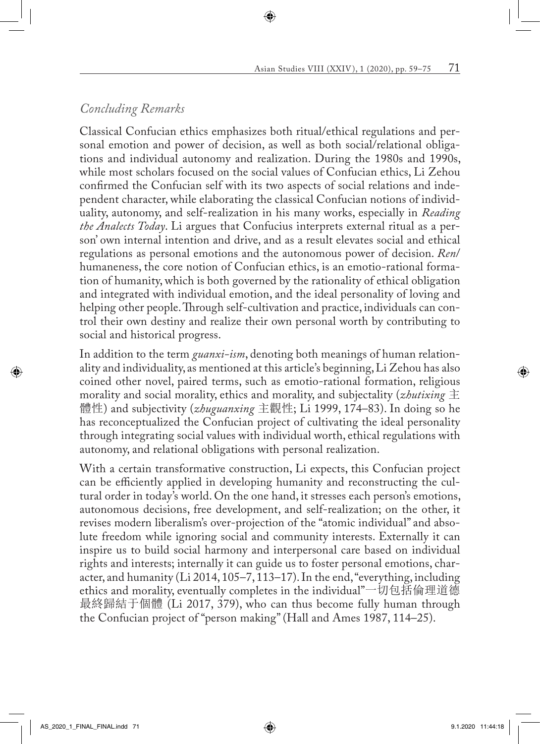## *Concluding Remarks*

Classical Confucian ethics emphasizes both ritual/ethical regulations and personal emotion and power of decision, as well as both social/relational obligations and individual autonomy and realization. During the 1980s and 1990s, while most scholars focused on the social values of Confucian ethics, Li Zehou confirmed the Confucian self with its two aspects of social relations and independent character, while elaborating the classical Confucian notions of individuality, autonomy, and self-realization in his many works, especially in *Reading the Analects Today*. Li argues that Confucius interprets external ritual as a person' own internal intention and drive, and as a result elevates social and ethical regulations as personal emotions and the autonomous power of decision. *Ren*/humaneness, the core notion of Confucian ethics, is an emotio-rational formation of humanity, which is both governed by the rationality of ethical obligation and integrated with individual emotion, and the ideal personality of loving and helping other people. Through self-cultivation and practice, individuals can control their own destiny and realize their own personal worth by contributing to social and historical progress.

In addition to the term *guanxi-ism*, denoting both meanings of human relationality and individuality, as mentioned at this article's beginning, Li Zehou has also coined other novel, paired terms, such as emotio-rational formation, religious morality and social morality, ethics and morality, and subjectality (*zhutixing* 主體性) and subjectivity (*zhuguanxing* 主觀性; Li 1999, 174–83). In doing so he has reconceptualized the Confucian project of cultivating the ideal personality through integrating social values with individual worth, ethical regulations with autonomy, and relational obligations with personal realization.

With a certain transformative construction, Li expects, this Confucian project can be efficiently applied in developing humanity and reconstructing the cultural order in today's world. On the one hand, it stresses each person's emotions, autonomous decisions, free development, and self-realization; on the other, it revises modern liberalism's over-projection of the "atomic individual" and absolute freedom while ignoring social and community interests. Externally it can inspire us to build social harmony and interpersonal care based on individual rights and interests; internally it can guide us to foster personal emotions, character, and humanity (Li 2014, 105–7, 113–17). In the end, "everything, including ethics and morality, eventually completes in the individual"一切包括倫理道德最終歸結于個體 (Li 2017, 379), who can thus become fully human through the Confucian project of "person making" (Hall and Ames 1987, 114–25).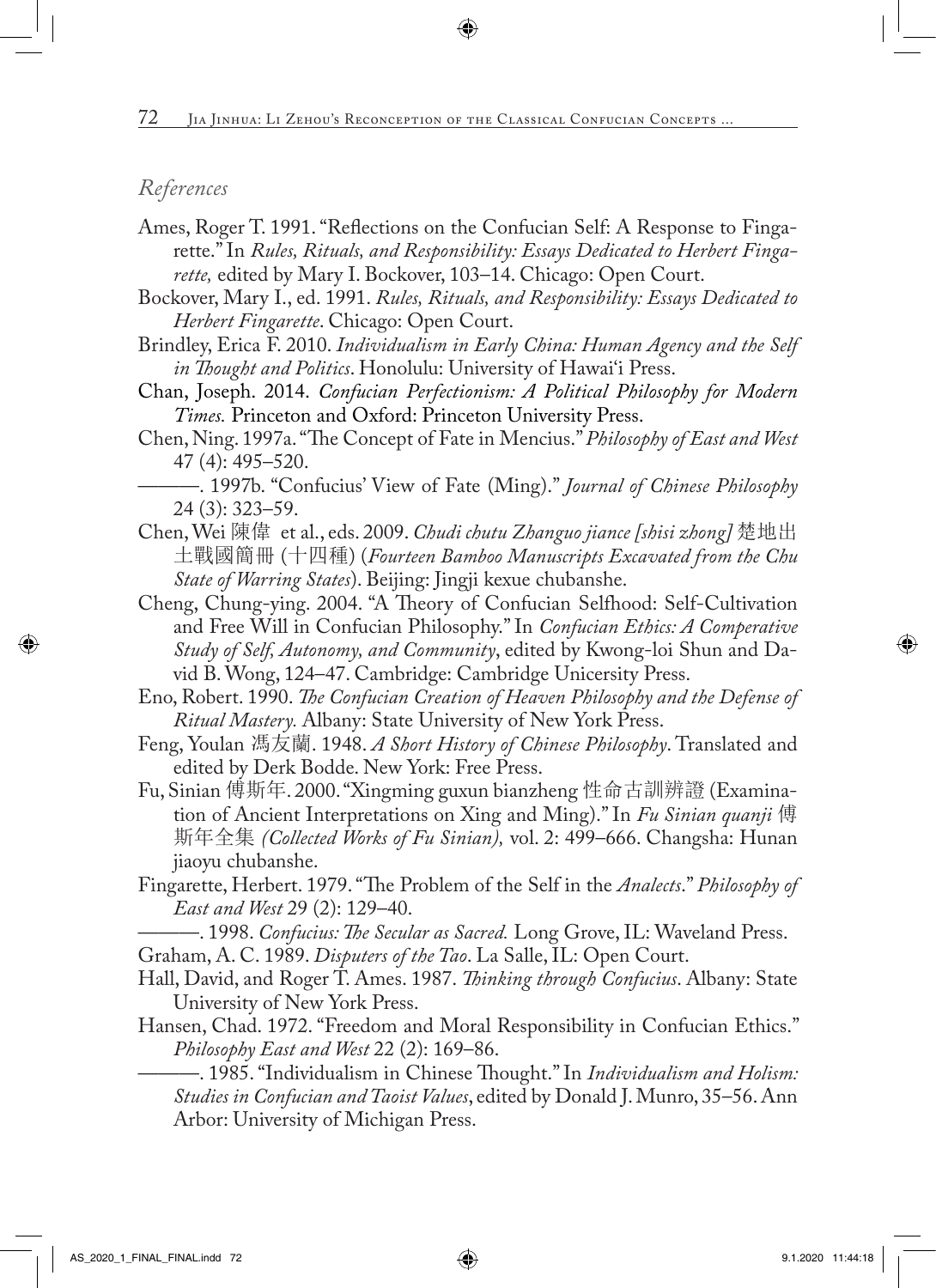*References*

Ames, Roger T. 1991. "Reflections on the Confucian Self: A Response to Fingarette." In *Rules, Rituals, and Responsibility: Essays Dedicated to Herbert Fingarette,* edited by Mary I. Bockover, 103–14. Chicago: Open Court.

Bockover, Mary I., ed. 1991. *Rules, Rituals, and Responsibility: Essays Dedicated to Herbert Fingarette*. Chicago: Open Court.

Brindley, Erica F. 2010. *Individualism in Early China: Human Agency and the Self in Thought and Politics*. Honolulu: University of Hawai'i Press.

Chan, Joseph. 2014. *Confucian Perfectionism: A Political Philosophy for Modern Times.* Princeton and Oxford: Princeton University Press.

Chen, Ning. 1997a. "The Concept of Fate in Mencius." *Philosophy of East and West* 47 (4): 495–520.

———. 1997b. "Confucius' View of Fate (Ming)." *Journal of Chinese Philosophy* 24 (3): 323–59.

Chen, Wei 陳偉 et al., eds. 2009. *Chudi chutu Zhanguo jiance [shisi zhong]* 楚地出土戰國簡冊 (十四種) (*Fourteen Bamboo Manuscripts Excavated from the Chu State of Warring States*). Beijing: Jingji kexue chubanshe.

Cheng, Chung-ying. 2004. "A Theory of Confucian Selfhood: Self-Cultivation and Free Will in Confucian Philosophy." In *Confucian Ethics: A Comperative Study of Self, Autonomy, and Community*, edited by Kwong-loi Shun and David B. Wong, 124–47. Cambridge: Cambridge Unicersity Press.

Eno, Robert. 1990. *The Confucian Creation of Heaven Philosophy and the Defense of Ritual Mastery.* Albany: State University of New York Press.

Feng, Youlan 馮友蘭. 1948. *A Short History of Chinese Philosophy*. Translated and edited by Derk Bodde. New York: Free Press.

Fu, Sinian 傅斯年. 2000. "Xingming guxun bianzheng 性命古訓辨證 (Examination of Ancient Interpretations on Xing and Ming)." In *Fu Sinian quanji* 傅斯年全集 *(Collected Works of Fu Sinian),* vol. 2: 499–666. Changsha: Hunan jiaoyu chubanshe.

Fingarette, Herbert. 1979. "The Problem of the Self in the *Analects*." *Philosophy of East and West* 29 (2): 129–40.

———. 1998. *Confucius: The Secular as Sacred.* Long Grove, IL: Waveland Press.

Graham, A. C. 1989. *Disputers of the Tao*. La Salle, IL: Open Court.

Hall, David, and Roger T. Ames. 1987. *Thinking through Confucius*. Albany: State University of New York Press.

Hansen, Chad. 1972. "Freedom and Moral Responsibility in Confucian Ethics." *Philosophy East and West* 22 (2): 169–86.

———. 1985. "Individualism in Chinese Thought." In *Individualism and Holism: Studies in Confucian and Taoist Values*, edited by Donald J. Munro, 35–56. Ann Arbor: University of Michigan Press.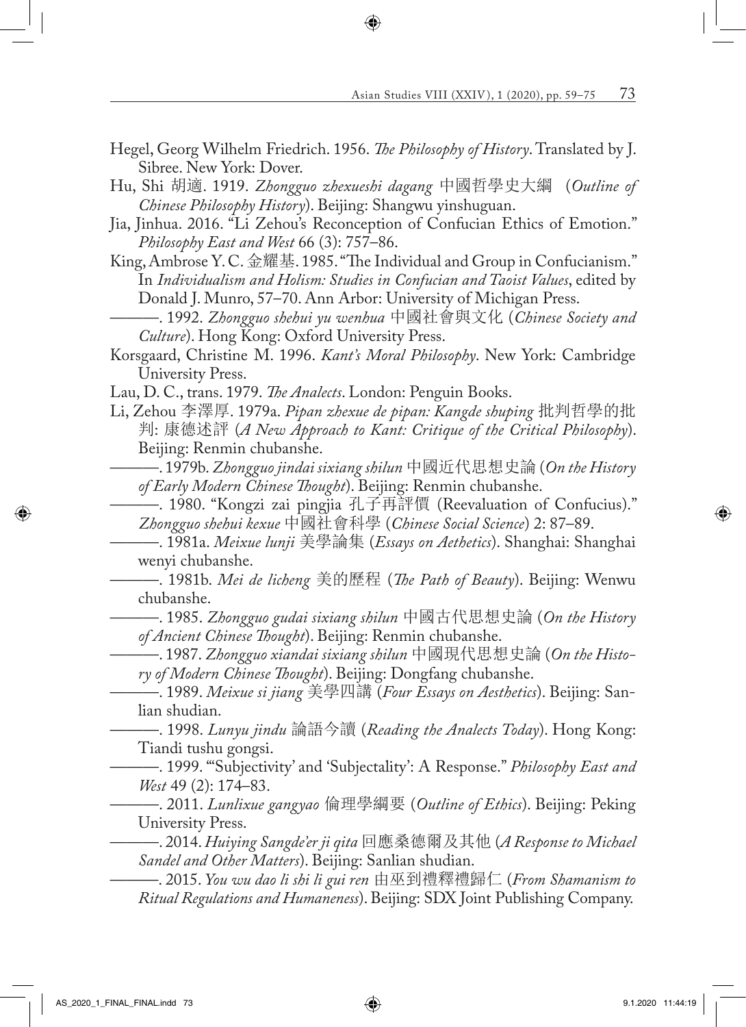Hegel, Georg Wilhelm Friedrich. 1956. *The Philosophy of History*. Translated by J. Sibree. New York: Dover.

Hu, Shi 胡適. 1919. *Zhongguo zhexueshi dagang* 中國哲學史大綱 (*Outline of Chinese Philosophy History*). Beijing: Shangwu yinshuguan.

Jia, Jinhua. 2016. "Li Zehou's Reconception of Confucian Ethics of Emotion." *Philosophy East and West* 66 (3): 757–86.

King, Ambrose Y. C. 金耀基. 1985. "The Individual and Group in Confucianism." In *Individualism and Holism: Studies in Confucian and Taoist Values*, edited by Donald J. Munro, 57–70. Ann Arbor: University of Michigan Press.

———. 1992. *Zhongguo shehui yu wenhua* 中國社會與文化 (*Chinese Society and Culture*). Hong Kong: Oxford University Press.

Korsgaard, Christine M. 1996. *Kant's Moral Philosophy*. New York: Cambridge University Press.

Lau, D. C., trans. 1979. *The Analects*. London: Penguin Books.

Li, Zehou 李澤厚. 1979a. *Pipan zhexue de pipan: Kangde shuping* 批判哲學的批判: 康德述評 (*A New Approach to Kant: Critique of the Critical Philosophy*). Beijing: Renmin chubanshe.

———. 1979b. *Zhongguo jindai sixiang shilun* 中國近代思想史論 (*On the History of Early Modern Chinese Thought*). Beijing: Renmin chubanshe.

———. 1980. "Kongzi zai pingjia 孔子再評價 (Reevaluation of Confucius)." *Zhongguo shehui kexue* 中國社會科學 (*Chinese Social Science*) 2: 87–89.

———. 1981a. *Meixue lunji* 美學論集 (*Essays on Aethetics*). Shanghai: Shanghai wenyi chubanshe.

———. 1981b. *Mei de licheng* 美的歷程 (*The Path of Beauty*). Beijing: Wenwu chubanshe.

———. 1985. *Zhongguo gudai sixiang shilun* 中國古代思想史論 (*On the History of Ancient Chinese Thought*). Beijing: Renmin chubanshe.

———. 1987. *Zhongguo xiandai sixiang shilun* 中國現代思想史論 (*On the History of Modern Chinese Thought*). Beijing: Dongfang chubanshe.

———. 1989. *Meixue si jiang* 美學四講 (*Four Essays on Aesthetics*). Beijing: Sanlian shudian.

———. 1998. *Lunyu jindu* 論語今讀 (*Reading the Analects Today*). Hong Kong: Tiandi tushu gongsi.

———. 1999. "'Subjectivity' and 'Subjectality': A Response." *Philosophy East and West* 49 (2): 174–83.

———. 2011. *Lunlixue gangyao* 倫理學綱要 (*Outline of Ethics*). Beijing: Peking University Press.

———. 2014. *Huiying Sangde'er ji qita* 回應桑德爾及其他 (*A Response to Michael Sandel and Other Matters*). Beijing: Sanlian shudian.

———. 2015. *You wu dao li shi li gui ren* 由巫到禮釋禮歸仁 (*From Shamanism to Ritual Regulations and Humaneness*). Beijing: SDX Joint Publishing Company.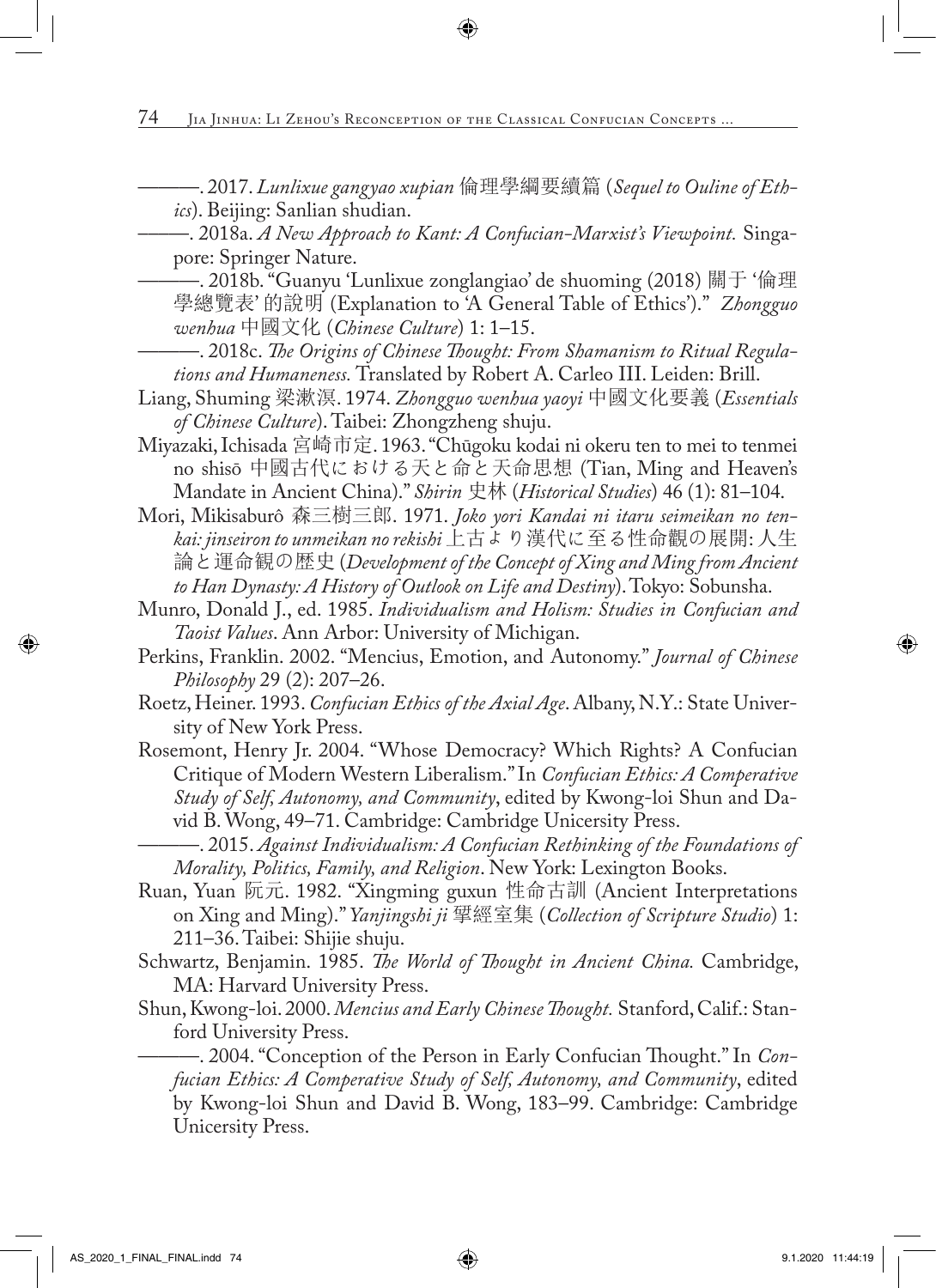———. 2017. *Lunlixue gangyao xupian* 倫理學綱要續篇 (*Sequel to Ouline of Ethics*). Beijing: Sanlian shudian.

———. 2018a. *A New Approach to Kant: A Confucian-Marxist's Viewpoint.* Singapore: Springer Nature.

———. 2018b. "Guanyu 'Lunlixue zonglangiao' de shuoming (2018) 關于 '倫理學總覽表' 的說明 (Explanation to 'A General Table of Ethics')." *Zhongguo wenhua* 中國文化 (*Chinese Culture*) 1: 1–15.

———. 2018c. *The Origins of Chinese Thought: From Shamanism to Ritual Regulations and Humaneness.* Translated by Robert A. Carleo III. Leiden: Brill.

Liang, Shuming 梁漱溟. 1974. *Zhongguo wenhua yaoyi* 中國文化要義 (*Essentials of Chinese Culture*). Taibei: Zhongzheng shuju.

Miyazaki, Ichisada 宮崎市定. 1963. "Chūgoku kodai ni okeru ten to mei to tenmei no shisō 中國古代における天と命と天命思想 (Tian, Ming and Heaven's Mandate in Ancient China)." *Shirin* 史林 (*Historical Studies*) 46 (1): 81–104.

Mori, Mikisaburô 森三樹三郎. 1971. *Joko yori Kandai ni itaru seimeikan no tenkai: jinseiron to unmeikan no rekishi* 上古より漢代に至る性命観の展開: 人生論と運命観の歴史 (*Development of the Concept of Xing and Ming from Ancient to Han Dynasty: A History of Outlook on Life and Destiny*). Tokyo: Sobunsha.

Munro, Donald J., ed. 1985. *Individualism and Holism: Studies in Confucian and Taoist Values*. Ann Arbor: University of Michigan.

Perkins, Franklin. 2002. "Mencius, Emotion, and Autonomy." *Journal of Chinese Philosophy* 29 (2): 207–26.

Roetz, Heiner. 1993. *Confucian Ethics of the Axial Age*. Albany, N.Y.: State University of New York Press.

Rosemont, Henry Jr. 2004. "Whose Democracy? Which Rights? A Confucian Critique of Modern Western Liberalism." In *Confucian Ethics: A Comperative Study of Self, Autonomy, and Community*, edited by Kwong-loi Shun and David B. Wong, 49–71. Cambridge: Cambridge Unicersity Press.

———. 2015. *Against Individualism: A Confucian Rethinking of the Foundations of Morality, Politics, Family, and Religion*. New York: Lexington Books.

Ruan, Yuan 阮元. 1982. "Xingming guxun 性命古訓 (Ancient Interpretations on Xing and Ming)." *Yanjingshi ji* 揅經室集 (*Collection of Scripture Studio*) 1: 211–36. Taibei: Shijie shuju.

Schwartz, Benjamin. 1985. *The World of Thought in Ancient China.* Cambridge, MA: Harvard University Press.

Shun, Kwong-loi. 2000. *Mencius and Early Chinese Thought.* Stanford, Calif.: Stanford University Press.

———. 2004. "Conception of the Person in Early Confucian Thought." In *Confucian Ethics: A Comperative Study of Self, Autonomy, and Community*, edited by Kwong-loi Shun and David B. Wong, 183–99. Cambridge: Cambridge Unicersity Press.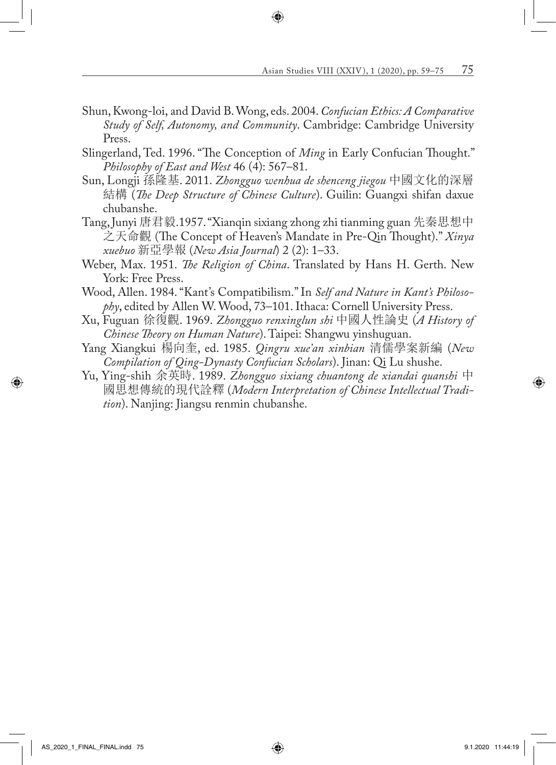Shun, Kwong-loi, and David B. Wong, eds. 2004. *Confucian Ethics: A Comparative Study of Self, Autonomy, and Community*. Cambridge: Cambridge University Press.

Slingerland, Ted. 1996. "The Conception of *Ming* in Early Confucian Thought." *Philosophy of East and West* 46 (4): 567–81.

Sun, Longji 孫隆基. 2011. *Zhongguo wenhua de shenceng jiegou* 中國文化的深層結構 (*The Deep Structure of Chinese Culture*). Guilin: Guangxi shifan daxue chubanshe.

Tang, Junyi 唐君毅.1957. "Xianqin sixiang zhong zhi tianming guan 先秦思想中之天命觀 (The Concept of Heaven's Mandate in Pre-Qin Thought)." *Xinya xuebuo* 新亞學報 (*New Asia Journal*) 2 (2): 1–33.

Weber, Max. 1951. *The Religion of China*. Translated by Hans H. Gerth. New York: Free Press.

Wood, Allen. 1984. "Kant's Compatibilism." In *Self and Nature in Kant's Philosophy*, edited by Allen W. Wood, 73–101. Ithaca: Cornell University Press.

Xu, Fuguan 徐復觀. 1969. *Zhongguo renxinglun shi* 中國人性論史 (*A History of Chinese Theory on Human Nature*). Taipei: Shangwu yinshuguan.

Yang Xiangkui 楊向奎, ed. 1985. *Qingru xue'an xinbian* 清儒學案新編 (*New Compilation of Qing-Dynasty Confucian Scholars*). Jinan: Qi Lu shushe.

Yu, Ying-shih 余英時. 1989. *Zhongguo sixiang chuantong de xiandai quanshi* 中國思想傳統的現代詮釋 (*Modern Interpretation of Chinese Intellectual Tradition*). Nanjing: Jiangsu renmin chubanshe.